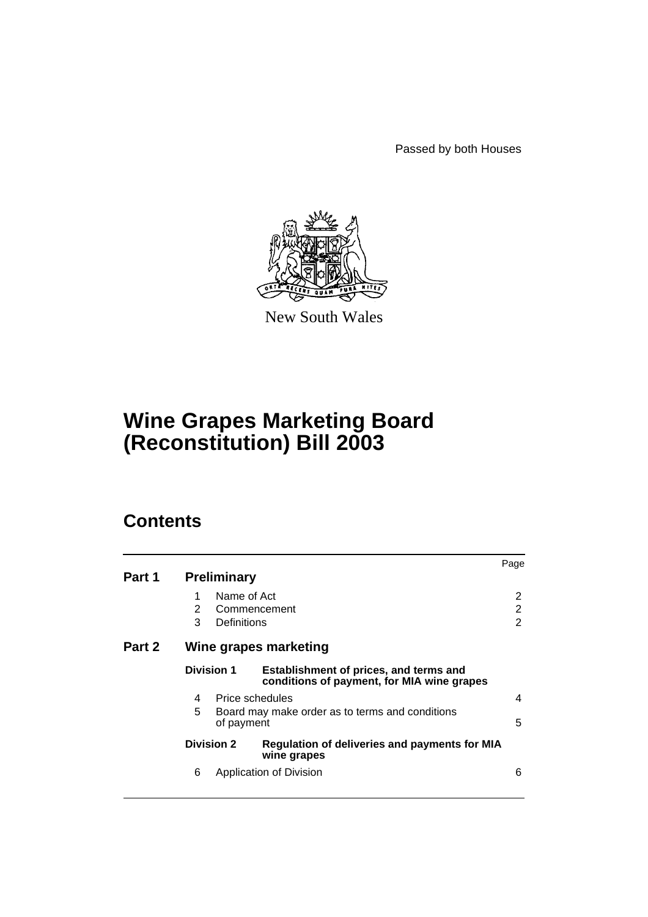Passed by both Houses

New South Wales

# Wine Grapes Marketing Board (Reconstitution) Bill 2003

## Contents

| | | | Page |
|---|---|---|---|
| **Part 1** | **Preliminary** | | |
| | 1 | Name of Act | 2 |
| | 2 | Commencement | 2 |
| | 3 | Definitions | 2 |
| **Part 2** | **Wine grapes marketing** | | |
| | **Division 1** | **Establishment of prices, and terms and conditions of payment, for MIA wine grapes** | |
| | 4 | Price schedules | 4 |
| | 5 | Board may make order as to terms and conditions of payment | 5 |
| | **Division 2** | **Regulation of deliveries and payments for MIA wine grapes** | |
| | 6 | Application of Division | 6 |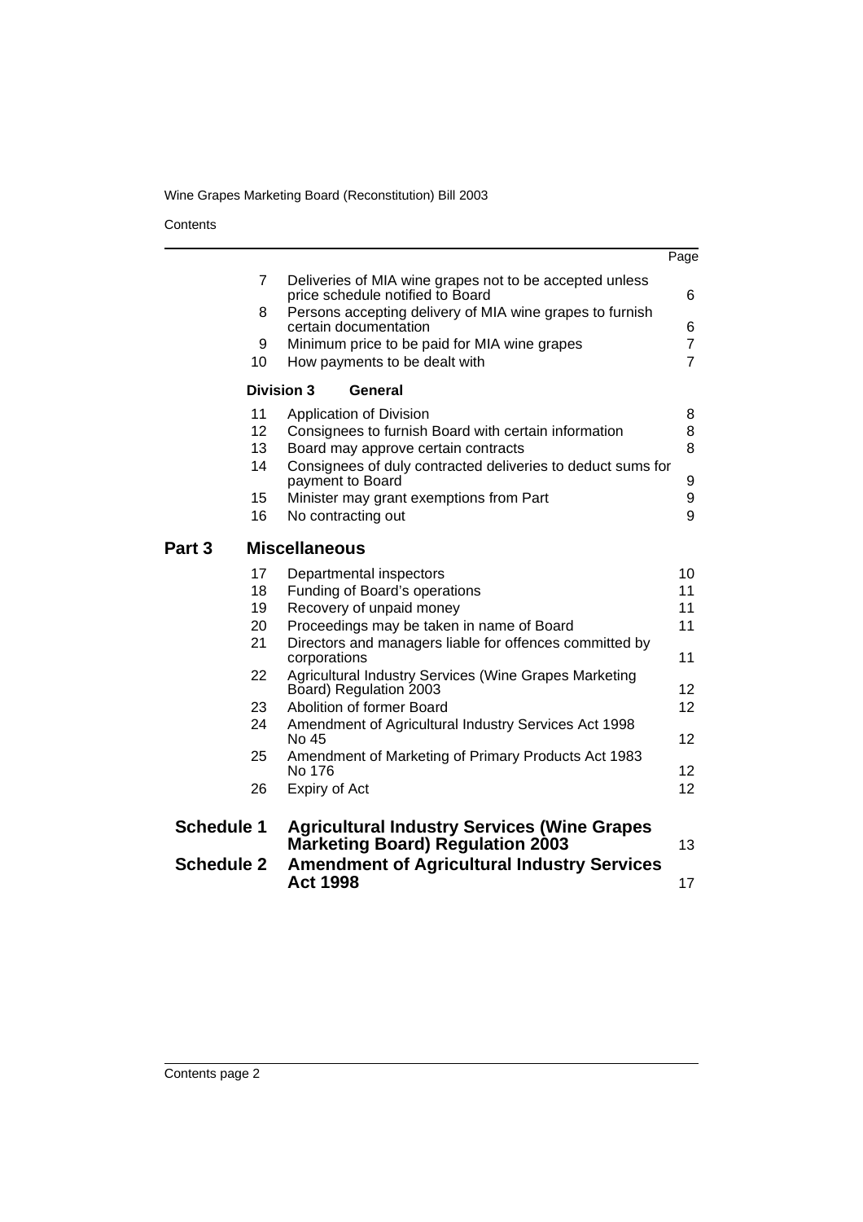| | | Page |
|---|---|---|
| 7 | Deliveries of MIA wine grapes not to be accepted unless price schedule notified to Board | 6 |
| 8 | Persons accepting delivery of MIA wine grapes to furnish certain documentation | 6 |
| 9 | Minimum price to be paid for MIA wine grapes | 7 |
| 10 | How payments to be dealt with | 7 |
| **Division 3** | **General** | |
| 11 | Application of Division | 8 |
| 12 | Consignees to furnish Board with certain information | 8 |
| 13 | Board may approve certain contracts | 8 |
| 14 | Consignees of duly contracted deliveries to deduct sums for payment to Board | 9 |
| 15 | Minister may grant exemptions from Part | 9 |
| 16 | No contracting out | 9 |

## Part 3 Miscellaneous

| | | |
|---|---|---|
| 17 | Departmental inspectors | 10 |
| 18 | Funding of Board's operations | 11 |
| 19 | Recovery of unpaid money | 11 |
| 20 | Proceedings may be taken in name of Board | 11 |
| 21 | Directors and managers liable for offences committed by corporations | 11 |
| 22 | Agricultural Industry Services (Wine Grapes Marketing Board) Regulation 2003 | 12 |
| 23 | Abolition of former Board | 12 |
| 24 | Amendment of Agricultural Industry Services Act 1998 No 45 | 12 |
| 25 | Amendment of Marketing of Primary Products Act 1983 No 176 | 12 |
| 26 | Expiry of Act | 12 |

## Schedule 1 Agricultural Industry Services (Wine Grapes Marketing Board) Regulation 2003 — 13

## Schedule 2 Amendment of Agricultural Industry Services Act 1998 — 17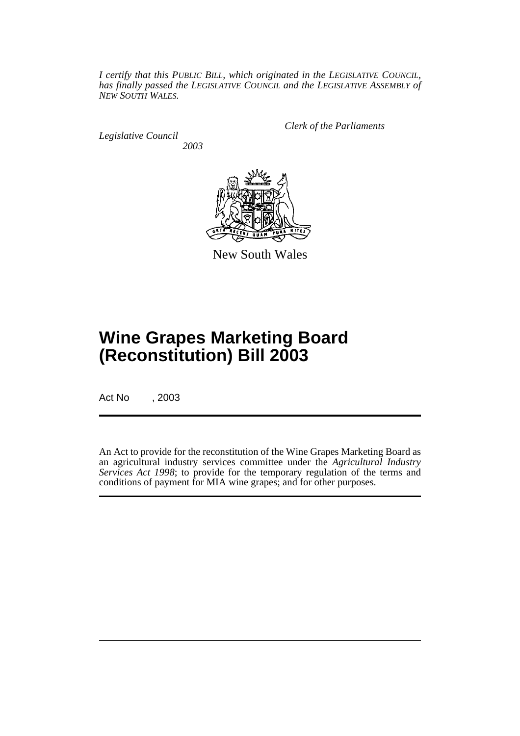*I certify that this PUBLIC BILL, which originated in the LEGISLATIVE COUNCIL, has finally passed the LEGISLATIVE COUNCIL and the LEGISLATIVE ASSEMBLY of NEW SOUTH WALES.*

*Clerk of the Parliaments*

*Legislative Council*

*2003*

New South Wales

# Wine Grapes Marketing Board (Reconstitution) Bill 2003

Act No , 2003

An Act to provide for the reconstitution of the Wine Grapes Marketing Board as an agricultural industry services committee under the *Agricultural Industry Services Act 1998*; to provide for the temporary regulation of the terms and conditions of payment for MIA wine grapes; and for other purposes.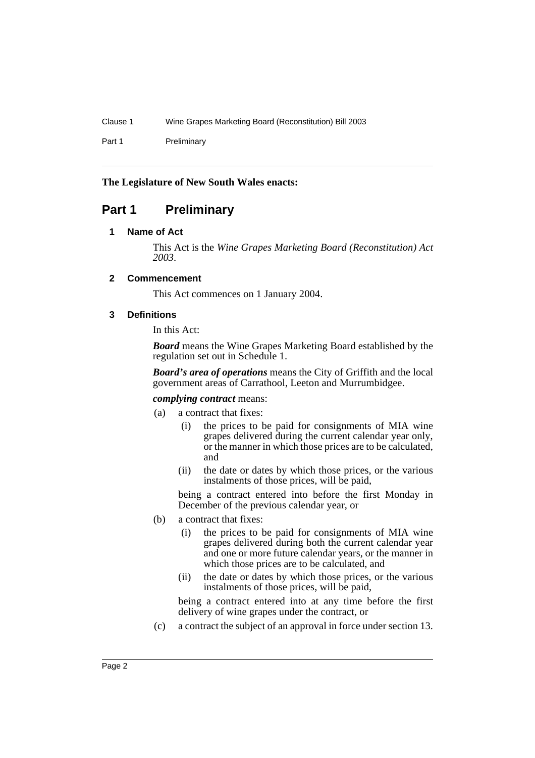**The Legislature of New South Wales enacts:**

# Part 1 Preliminary

## 1 Name of Act

This Act is the *Wine Grapes Marketing Board (Reconstitution) Act 2003*.

## 2 Commencement

This Act commences on 1 January 2004.

## 3 Definitions

In this Act:

***Board*** means the Wine Grapes Marketing Board established by the regulation set out in Schedule 1.

***Board's area of operations*** means the City of Griffith and the local government areas of Carrathool, Leeton and Murrumbidgee.

***complying contract*** means:

(a) a contract that fixes:

- (i) the prices to be paid for consignments of MIA wine grapes delivered during the current calendar year only, or the manner in which those prices are to be calculated, and
- (ii) the date or dates by which those prices, or the various instalments of those prices, will be paid,

being a contract entered into before the first Monday in December of the previous calendar year, or

(b) a contract that fixes:

- (i) the prices to be paid for consignments of MIA wine grapes delivered during both the current calendar year and one or more future calendar years, or the manner in which those prices are to be calculated, and
- (ii) the date or dates by which those prices, or the various instalments of those prices, will be paid,

being a contract entered into at any time before the first delivery of wine grapes under the contract, or

(c) a contract the subject of an approval in force under section 13.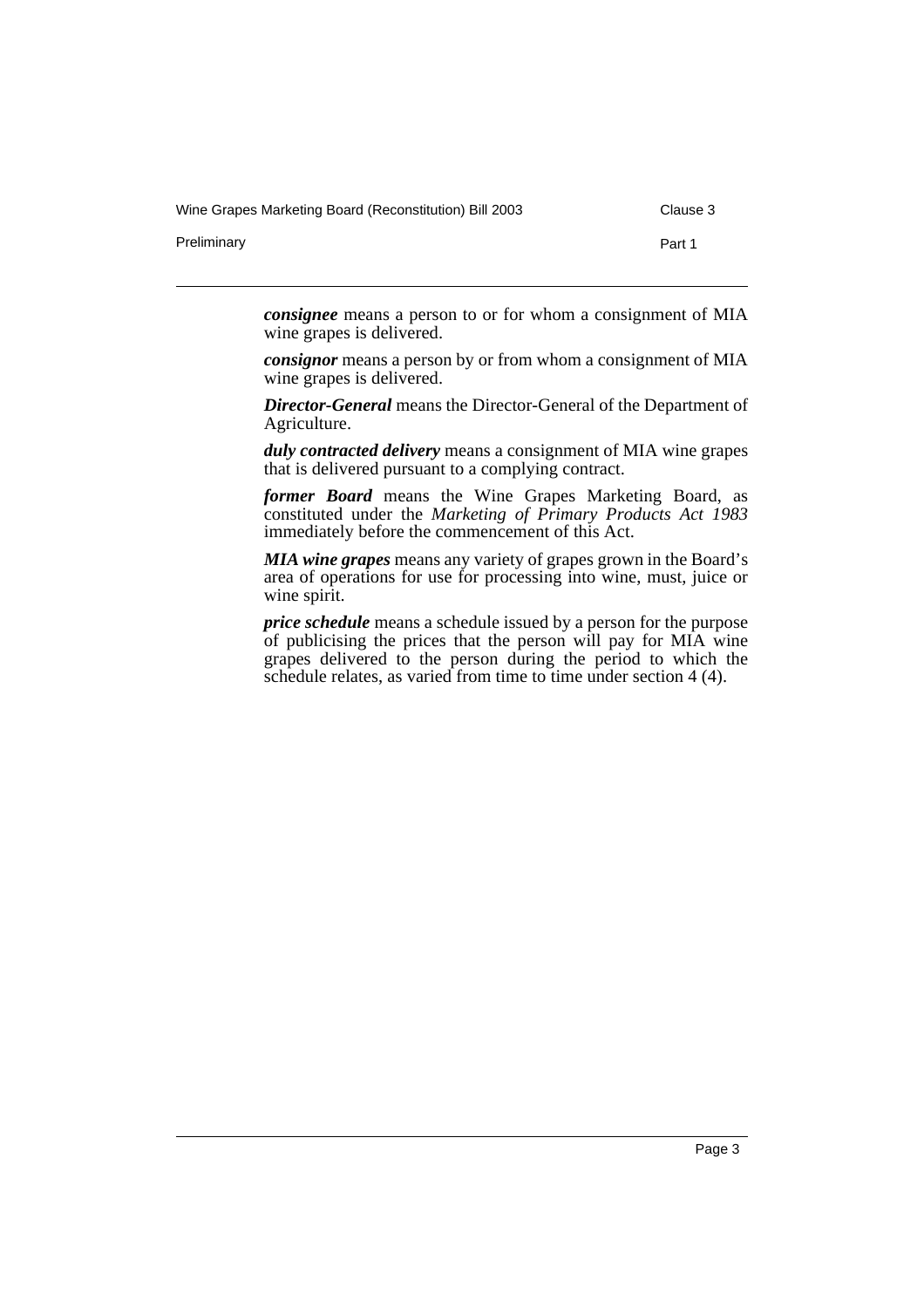***consignee*** means a person to or for whom a consignment of MIA wine grapes is delivered.

***consignor*** means a person by or from whom a consignment of MIA wine grapes is delivered.

***Director-General*** means the Director-General of the Department of Agriculture.

***duly contracted delivery*** means a consignment of MIA wine grapes that is delivered pursuant to a complying contract.

***former Board*** means the Wine Grapes Marketing Board, as constituted under the *Marketing of Primary Products Act 1983* immediately before the commencement of this Act.

***MIA wine grapes*** means any variety of grapes grown in the Board's area of operations for use for processing into wine, must, juice or wine spirit.

***price schedule*** means a schedule issued by a person for the purpose of publicising the prices that the person will pay for MIA wine grapes delivered to the person during the period to which the schedule relates, as varied from time to time under section 4 (4).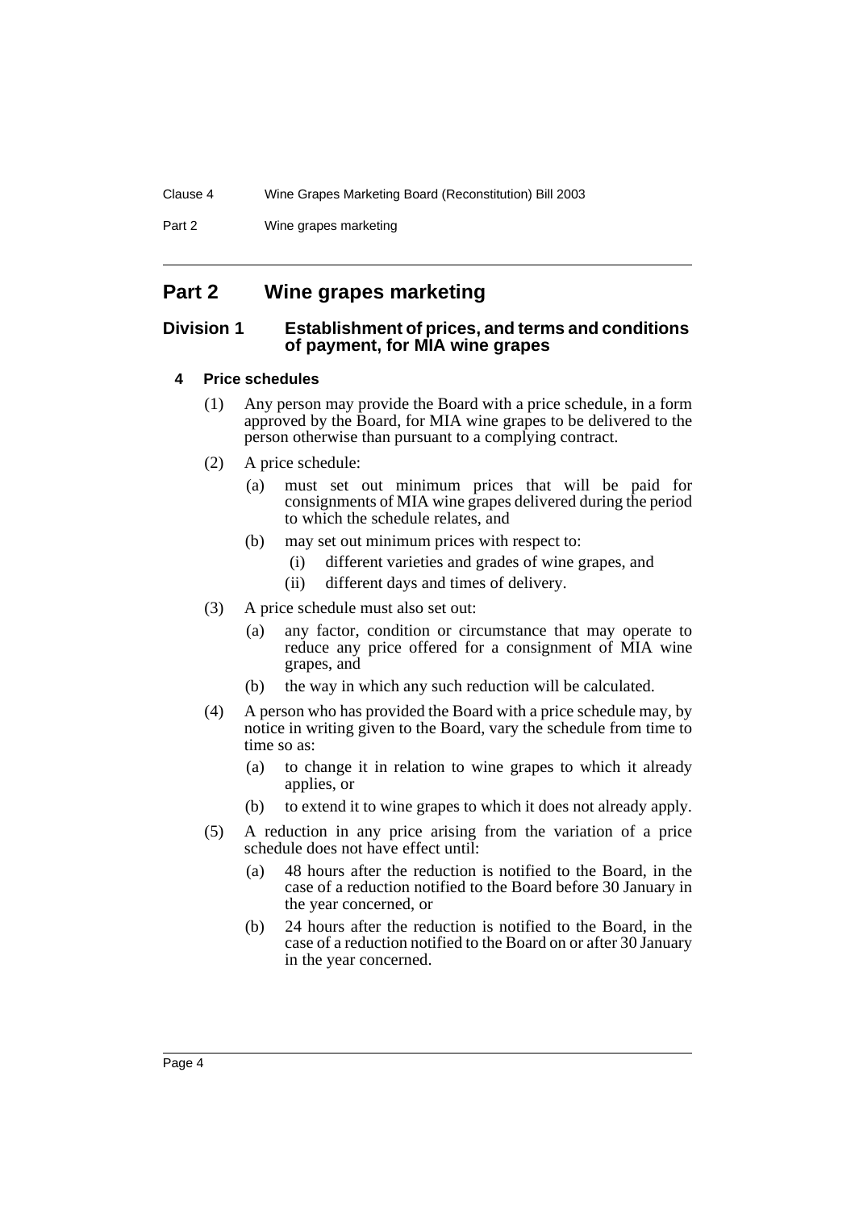## Part 2 Wine grapes marketing

### Division 1 Establishment of prices, and terms and conditions of payment, for MIA wine grapes

#### 4 Price schedules

(1) Any person may provide the Board with a price schedule, in a form approved by the Board, for MIA wine grapes to be delivered to the person otherwise than pursuant to a complying contract.

(2) A price schedule:

- (a) must set out minimum prices that will be paid for consignments of MIA wine grapes delivered during the period to which the schedule relates, and
- (b) may set out minimum prices with respect to:
  - (i) different varieties and grades of wine grapes, and
  - (ii) different days and times of delivery.

(3) A price schedule must also set out:

- (a) any factor, condition or circumstance that may operate to reduce any price offered for a consignment of MIA wine grapes, and
- (b) the way in which any such reduction will be calculated.

(4) A person who has provided the Board with a price schedule may, by notice in writing given to the Board, vary the schedule from time to time so as:

- (a) to change it in relation to wine grapes to which it already applies, or
- (b) to extend it to wine grapes to which it does not already apply.

(5) A reduction in any price arising from the variation of a price schedule does not have effect until:

- (a) 48 hours after the reduction is notified to the Board, in the case of a reduction notified to the Board before 30 January in the year concerned, or
- (b) 24 hours after the reduction is notified to the Board, in the case of a reduction notified to the Board on or after 30 January in the year concerned.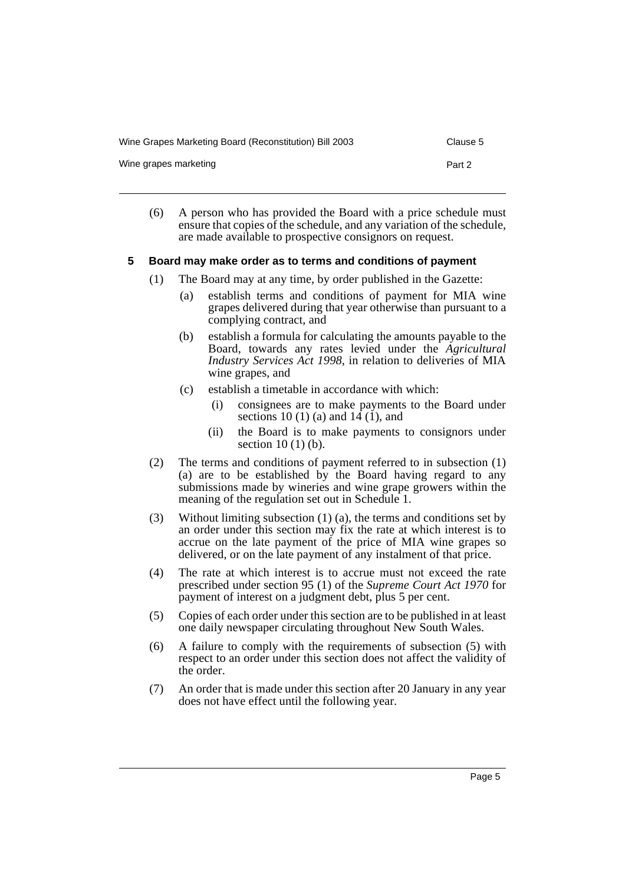(6) A person who has provided the Board with a price schedule must ensure that copies of the schedule, and any variation of the schedule, are made available to prospective consignors on request.

### 5 Board may make order as to terms and conditions of payment

(1) The Board may at any time, by order published in the Gazette:

- (a) establish terms and conditions of payment for MIA wine grapes delivered during that year otherwise than pursuant to a complying contract, and
- (b) establish a formula for calculating the amounts payable to the Board, towards any rates levied under the *Agricultural Industry Services Act 1998*, in relation to deliveries of MIA wine grapes, and
- (c) establish a timetable in accordance with which:
  - (i) consignees are to make payments to the Board under sections 10 (1) (a) and 14 (1), and
  - (ii) the Board is to make payments to consignors under section 10 (1) (b).

(2) The terms and conditions of payment referred to in subsection (1) (a) are to be established by the Board having regard to any submissions made by wineries and wine grape growers within the meaning of the regulation set out in Schedule 1.

(3) Without limiting subsection (1) (a), the terms and conditions set by an order under this section may fix the rate at which interest is to accrue on the late payment of the price of MIA wine grapes so delivered, or on the late payment of any instalment of that price.

(4) The rate at which interest is to accrue must not exceed the rate prescribed under section 95 (1) of the *Supreme Court Act 1970* for payment of interest on a judgment debt, plus 5 per cent.

(5) Copies of each order under this section are to be published in at least one daily newspaper circulating throughout New South Wales.

(6) A failure to comply with the requirements of subsection (5) with respect to an order under this section does not affect the validity of the order.

(7) An order that is made under this section after 20 January in any year does not have effect until the following year.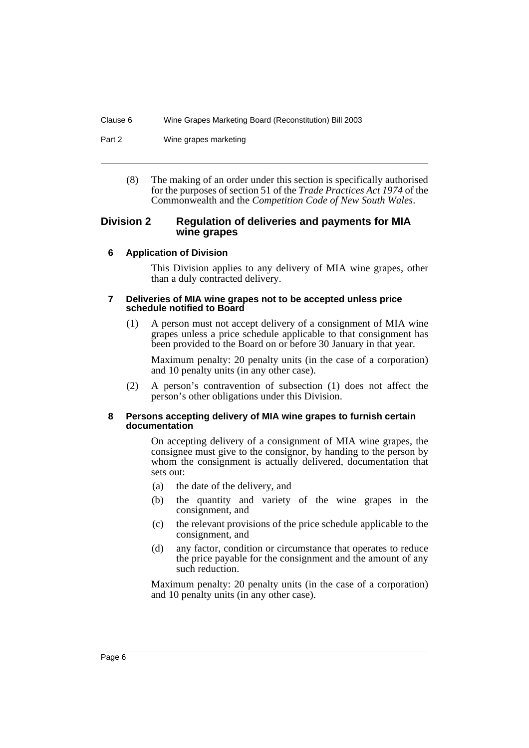(8) The making of an order under this section is specifically authorised for the purposes of section 51 of the *Trade Practices Act 1974* of the Commonwealth and the *Competition Code of New South Wales*.

## Division 2 Regulation of deliveries and payments for MIA wine grapes

### 6 Application of Division

This Division applies to any delivery of MIA wine grapes, other than a duly contracted delivery.

### 7 Deliveries of MIA wine grapes not to be accepted unless price schedule notified to Board

(1) A person must not accept delivery of a consignment of MIA wine grapes unless a price schedule applicable to that consignment has been provided to the Board on or before 30 January in that year.

Maximum penalty: 20 penalty units (in the case of a corporation) and 10 penalty units (in any other case).

(2) A person's contravention of subsection (1) does not affect the person's other obligations under this Division.

### 8 Persons accepting delivery of MIA wine grapes to furnish certain documentation

On accepting delivery of a consignment of MIA wine grapes, the consignee must give to the consignor, by handing to the person by whom the consignment is actually delivered, documentation that sets out:

(a) the date of the delivery, and

(b) the quantity and variety of the wine grapes in the consignment, and

(c) the relevant provisions of the price schedule applicable to the consignment, and

(d) any factor, condition or circumstance that operates to reduce the price payable for the consignment and the amount of any such reduction.

Maximum penalty: 20 penalty units (in the case of a corporation) and 10 penalty units (in any other case).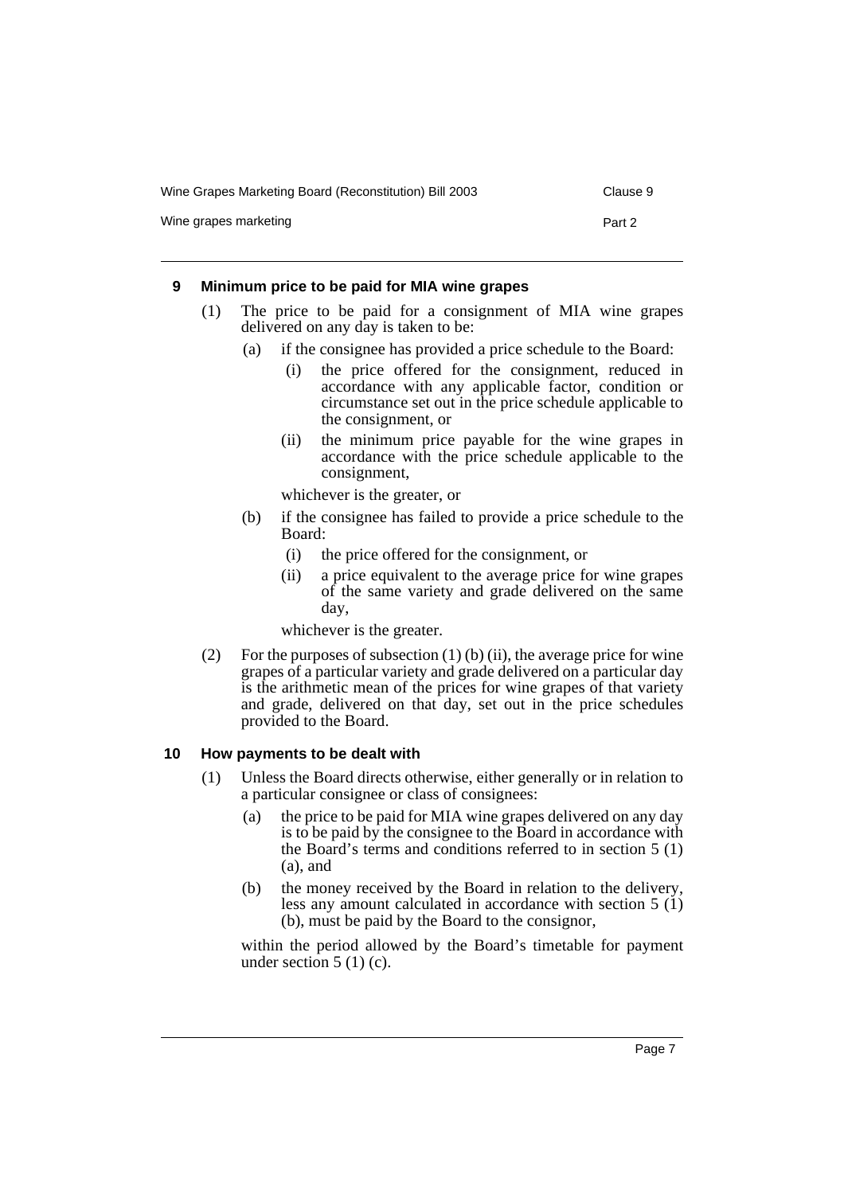### 9 Minimum price to be paid for MIA wine grapes

(1) The price to be paid for a consignment of MIA wine grapes delivered on any day is taken to be:

   (a) if the consignee has provided a price schedule to the Board:

      (i) the price offered for the consignment, reduced in accordance with any applicable factor, condition or circumstance set out in the price schedule applicable to the consignment, or

      (ii) the minimum price payable for the wine grapes in accordance with the price schedule applicable to the consignment,

   whichever is the greater, or

   (b) if the consignee has failed to provide a price schedule to the Board:

      (i) the price offered for the consignment, or

      (ii) a price equivalent to the average price for wine grapes of the same variety and grade delivered on the same day,

   whichever is the greater.

(2) For the purposes of subsection (1) (b) (ii), the average price for wine grapes of a particular variety and grade delivered on a particular day is the arithmetic mean of the prices for wine grapes of that variety and grade, delivered on that day, set out in the price schedules provided to the Board.

### 10 How payments to be dealt with

(1) Unless the Board directs otherwise, either generally or in relation to a particular consignee or class of consignees:

   (a) the price to be paid for MIA wine grapes delivered on any day is to be paid by the consignee to the Board in accordance with the Board's terms and conditions referred to in section 5 (1) (a), and

   (b) the money received by the Board in relation to the delivery, less any amount calculated in accordance with section 5 (1) (b), must be paid by the Board to the consignor,

within the period allowed by the Board's timetable for payment under section 5 (1) (c).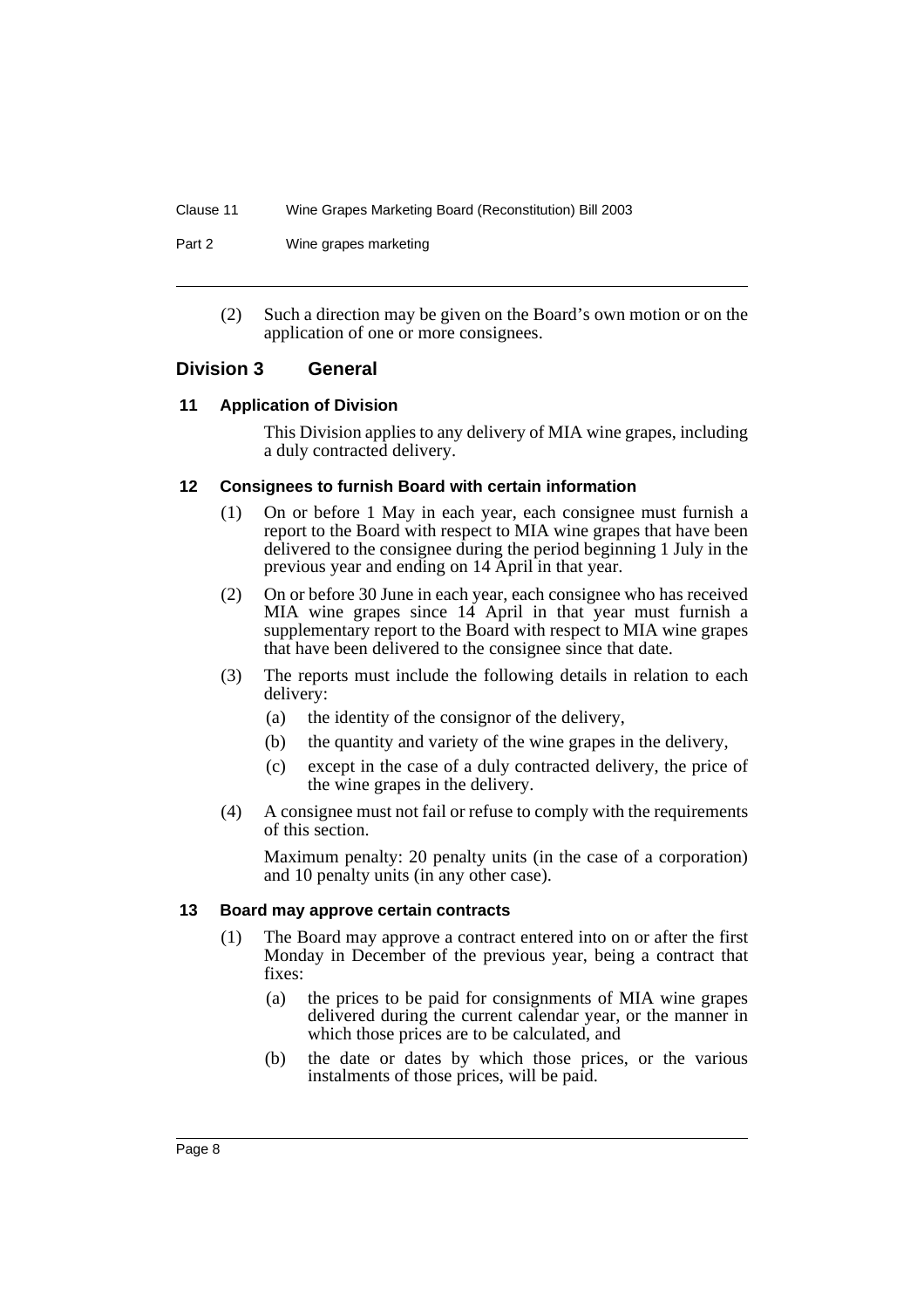(2) Such a direction may be given on the Board's own motion or on the application of one or more consignees.

## Division 3 General

### 11 Application of Division

This Division applies to any delivery of MIA wine grapes, including a duly contracted delivery.

### 12 Consignees to furnish Board with certain information

(1) On or before 1 May in each year, each consignee must furnish a report to the Board with respect to MIA wine grapes that have been delivered to the consignee during the period beginning 1 July in the previous year and ending on 14 April in that year.

(2) On or before 30 June in each year, each consignee who has received MIA wine grapes since 14 April in that year must furnish a supplementary report to the Board with respect to MIA wine grapes that have been delivered to the consignee since that date.

(3) The reports must include the following details in relation to each delivery:

(a) the identity of the consignor of the delivery,

(b) the quantity and variety of the wine grapes in the delivery,

(c) except in the case of a duly contracted delivery, the price of the wine grapes in the delivery.

(4) A consignee must not fail or refuse to comply with the requirements of this section.

Maximum penalty: 20 penalty units (in the case of a corporation) and 10 penalty units (in any other case).

### 13 Board may approve certain contracts

(1) The Board may approve a contract entered into on or after the first Monday in December of the previous year, being a contract that fixes:

(a) the prices to be paid for consignments of MIA wine grapes delivered during the current calendar year, or the manner in which those prices are to be calculated, and

(b) the date or dates by which those prices, or the various instalments of those prices, will be paid.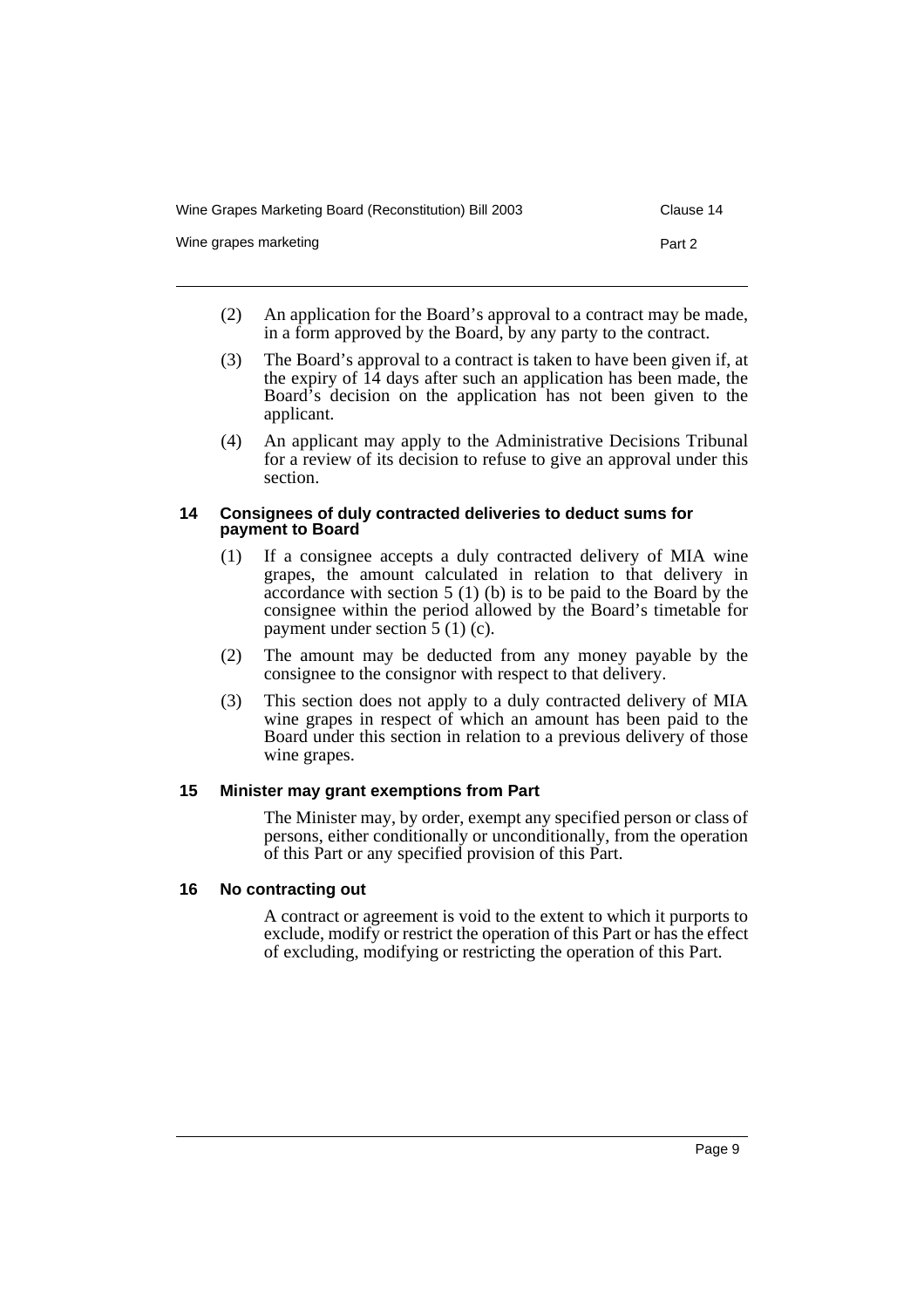(2) An application for the Board's approval to a contract may be made, in a form approved by the Board, by any party to the contract.

(3) The Board's approval to a contract is taken to have been given if, at the expiry of 14 days after such an application has been made, the Board's decision on the application has not been given to the applicant.

(4) An applicant may apply to the Administrative Decisions Tribunal for a review of its decision to refuse to give an approval under this section.

### 14 Consignees of duly contracted deliveries to deduct sums for payment to Board

(1) If a consignee accepts a duly contracted delivery of MIA wine grapes, the amount calculated in relation to that delivery in accordance with section 5 (1) (b) is to be paid to the Board by the consignee within the period allowed by the Board's timetable for payment under section 5 (1) (c).

(2) The amount may be deducted from any money payable by the consignee to the consignor with respect to that delivery.

(3) This section does not apply to a duly contracted delivery of MIA wine grapes in respect of which an amount has been paid to the Board under this section in relation to a previous delivery of those wine grapes.

### 15 Minister may grant exemptions from Part

The Minister may, by order, exempt any specified person or class of persons, either conditionally or unconditionally, from the operation of this Part or any specified provision of this Part.

### 16 No contracting out

A contract or agreement is void to the extent to which it purports to exclude, modify or restrict the operation of this Part or has the effect of excluding, modifying or restricting the operation of this Part.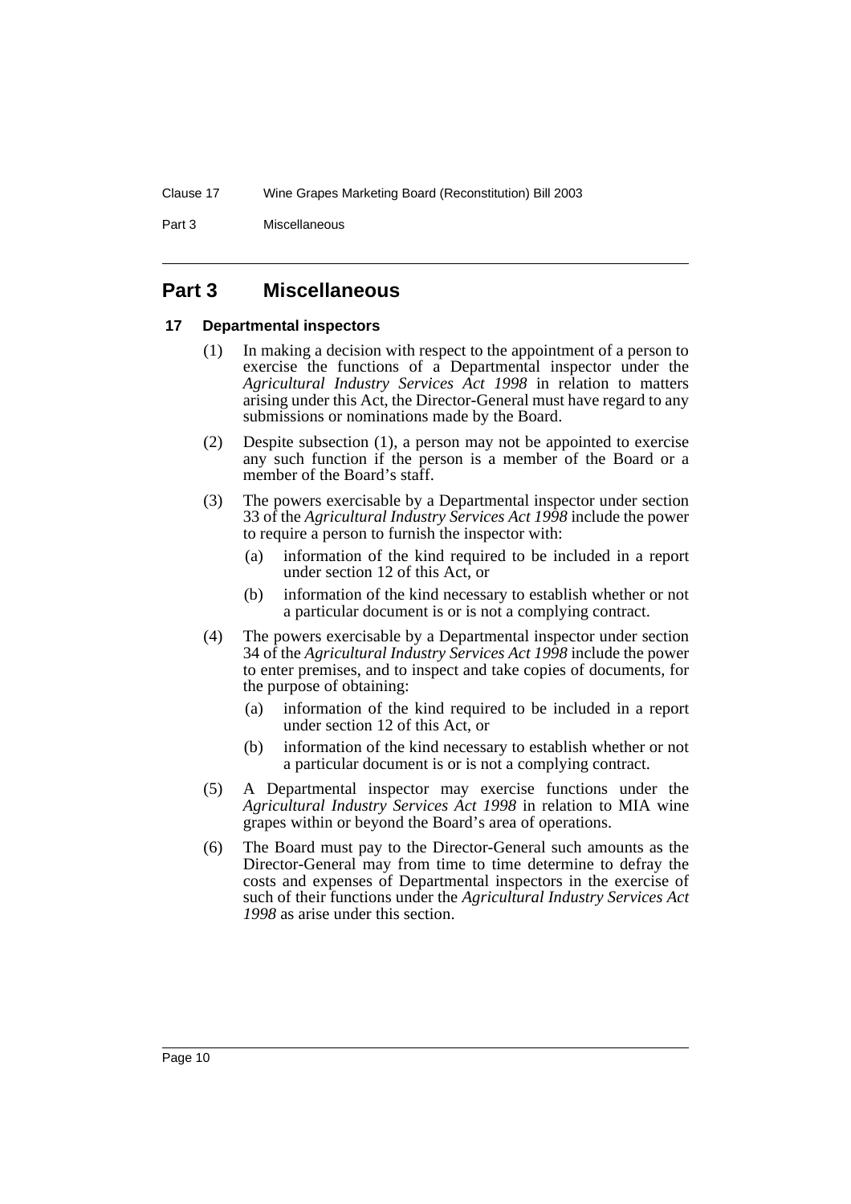## Part 3 Miscellaneous

### 17 Departmental inspectors

(1) In making a decision with respect to the appointment of a person to exercise the functions of a Departmental inspector under the *Agricultural Industry Services Act 1998* in relation to matters arising under this Act, the Director-General must have regard to any submissions or nominations made by the Board.

(2) Despite subsection (1), a person may not be appointed to exercise any such function if the person is a member of the Board or a member of the Board's staff.

(3) The powers exercisable by a Departmental inspector under section 33 of the *Agricultural Industry Services Act 1998* include the power to require a person to furnish the inspector with:

- (a) information of the kind required to be included in a report under section 12 of this Act, or
- (b) information of the kind necessary to establish whether or not a particular document is or is not a complying contract.

(4) The powers exercisable by a Departmental inspector under section 34 of the *Agricultural Industry Services Act 1998* include the power to enter premises, and to inspect and take copies of documents, for the purpose of obtaining:

- (a) information of the kind required to be included in a report under section 12 of this Act, or
- (b) information of the kind necessary to establish whether or not a particular document is or is not a complying contract.

(5) A Departmental inspector may exercise functions under the *Agricultural Industry Services Act 1998* in relation to MIA wine grapes within or beyond the Board's area of operations.

(6) The Board must pay to the Director-General such amounts as the Director-General may from time to time determine to defray the costs and expenses of Departmental inspectors in the exercise of such of their functions under the *Agricultural Industry Services Act 1998* as arise under this section.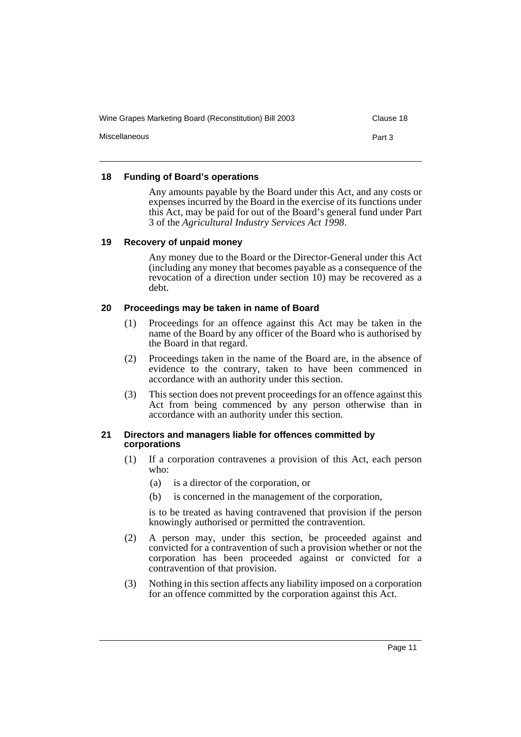### 18 Funding of Board's operations

Any amounts payable by the Board under this Act, and any costs or expenses incurred by the Board in the exercise of its functions under this Act, may be paid for out of the Board's general fund under Part 3 of the *Agricultural Industry Services Act 1998*.

### 19 Recovery of unpaid money

Any money due to the Board or the Director-General under this Act (including any money that becomes payable as a consequence of the revocation of a direction under section 10) may be recovered as a debt.

### 20 Proceedings may be taken in name of Board

(1) Proceedings for an offence against this Act may be taken in the name of the Board by any officer of the Board who is authorised by the Board in that regard.

(2) Proceedings taken in the name of the Board are, in the absence of evidence to the contrary, taken to have been commenced in accordance with an authority under this section.

(3) This section does not prevent proceedings for an offence against this Act from being commenced by any person otherwise than in accordance with an authority under this section.

### 21 Directors and managers liable for offences committed by corporations

(1) If a corporation contravenes a provision of this Act, each person who:

- (a) is a director of the corporation, or
- (b) is concerned in the management of the corporation,

is to be treated as having contravened that provision if the person knowingly authorised or permitted the contravention.

(2) A person may, under this section, be proceeded against and convicted for a contravention of such a provision whether or not the corporation has been proceeded against or convicted for a contravention of that provision.

(3) Nothing in this section affects any liability imposed on a corporation for an offence committed by the corporation against this Act.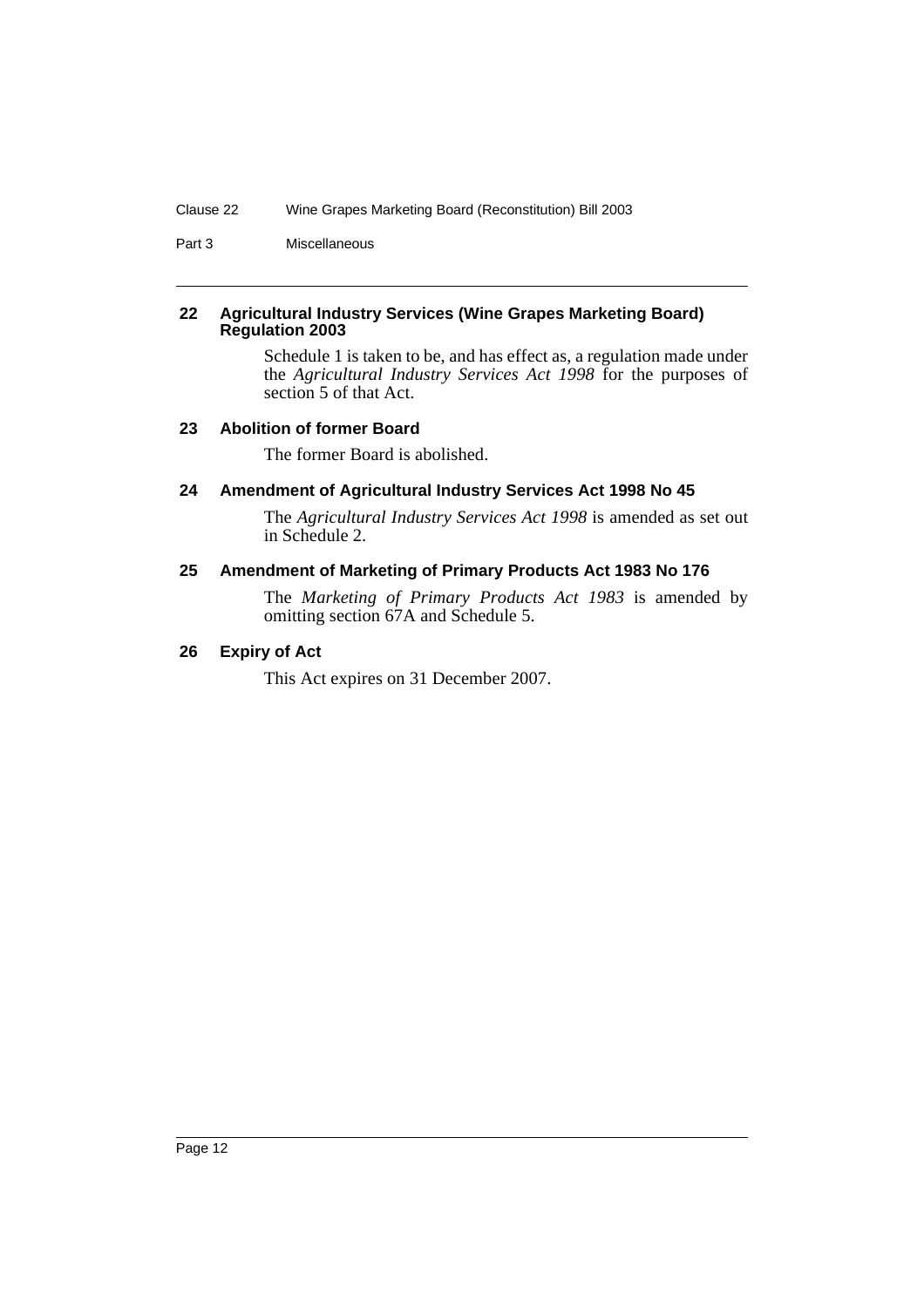### 22 Agricultural Industry Services (Wine Grapes Marketing Board) Regulation 2003

Schedule 1 is taken to be, and has effect as, a regulation made under the *Agricultural Industry Services Act 1998* for the purposes of section 5 of that Act.

### 23 Abolition of former Board

The former Board is abolished.

### 24 Amendment of Agricultural Industry Services Act 1998 No 45

The *Agricultural Industry Services Act 1998* is amended as set out in Schedule 2.

### 25 Amendment of Marketing of Primary Products Act 1983 No 176

The *Marketing of Primary Products Act 1983* is amended by omitting section 67A and Schedule 5.

### 26 Expiry of Act

This Act expires on 31 December 2007.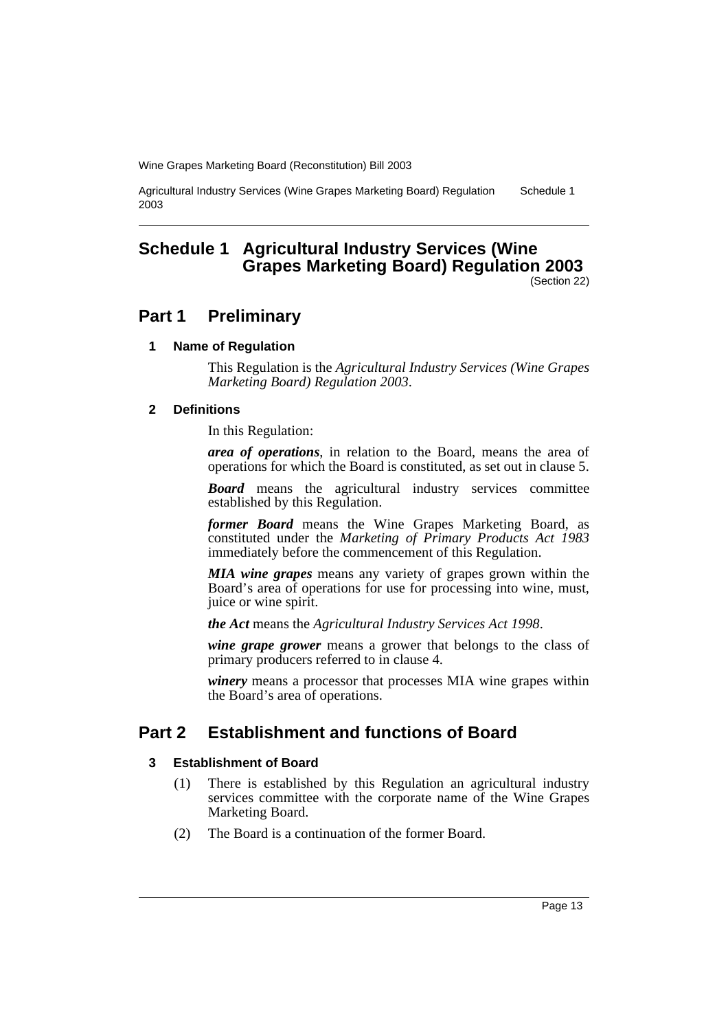# Schedule 1 Agricultural Industry Services (Wine Grapes Marketing Board) Regulation 2003

(Section 22)

## Part 1 Preliminary

### 1 Name of Regulation

This Regulation is the *Agricultural Industry Services (Wine Grapes Marketing Board) Regulation 2003*.

### 2 Definitions

In this Regulation:

***area of operations***, in relation to the Board, means the area of operations for which the Board is constituted, as set out in clause 5.

***Board*** means the agricultural industry services committee established by this Regulation.

***former Board*** means the Wine Grapes Marketing Board, as constituted under the *Marketing of Primary Products Act 1983* immediately before the commencement of this Regulation.

***MIA wine grapes*** means any variety of grapes grown within the Board's area of operations for use for processing into wine, must, juice or wine spirit.

***the Act*** means the *Agricultural Industry Services Act 1998*.

***wine grape grower*** means a grower that belongs to the class of primary producers referred to in clause 4.

***winery*** means a processor that processes MIA wine grapes within the Board's area of operations.

## Part 2 Establishment and functions of Board

### 3 Establishment of Board

(1) There is established by this Regulation an agricultural industry services committee with the corporate name of the Wine Grapes Marketing Board.

(2) The Board is a continuation of the former Board.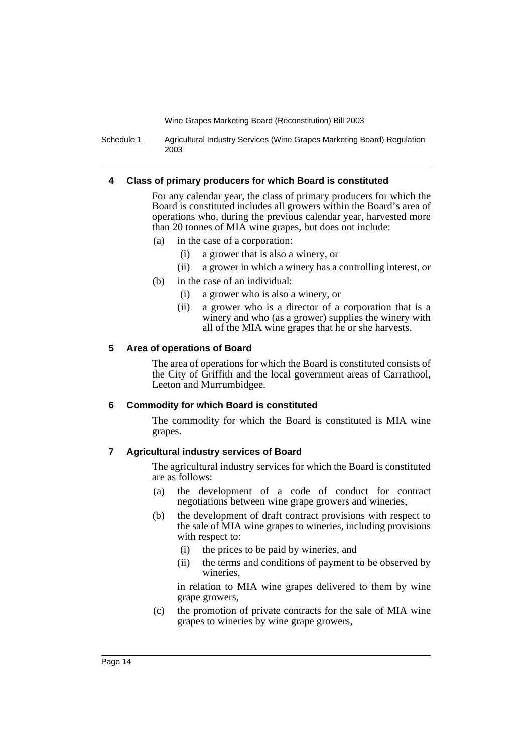#### 4 Class of primary producers for which Board is constituted

For any calendar year, the class of primary producers for which the Board is constituted includes all growers within the Board's area of operations who, during the previous calendar year, harvested more than 20 tonnes of MIA wine grapes, but does not include:

(a) in the case of a corporation:
  (i) a grower that is also a winery, or
  (ii) a grower in which a winery has a controlling interest, or

(b) in the case of an individual:
  (i) a grower who is also a winery, or
  (ii) a grower who is a director of a corporation that is a winery and who (as a grower) supplies the winery with all of the MIA wine grapes that he or she harvests.

#### 5 Area of operations of Board

The area of operations for which the Board is constituted consists of the City of Griffith and the local government areas of Carrathool, Leeton and Murrumbidgee.

#### 6 Commodity for which Board is constituted

The commodity for which the Board is constituted is MIA wine grapes.

#### 7 Agricultural industry services of Board

The agricultural industry services for which the Board is constituted are as follows:

(a) the development of a code of conduct for contract negotiations between wine grape growers and wineries,

(b) the development of draft contract provisions with respect to the sale of MIA wine grapes to wineries, including provisions with respect to:
  (i) the prices to be paid by wineries, and
  (ii) the terms and conditions of payment to be observed by wineries,

  in relation to MIA wine grapes delivered to them by wine grape growers,

(c) the promotion of private contracts for the sale of MIA wine grapes to wineries by wine grape growers,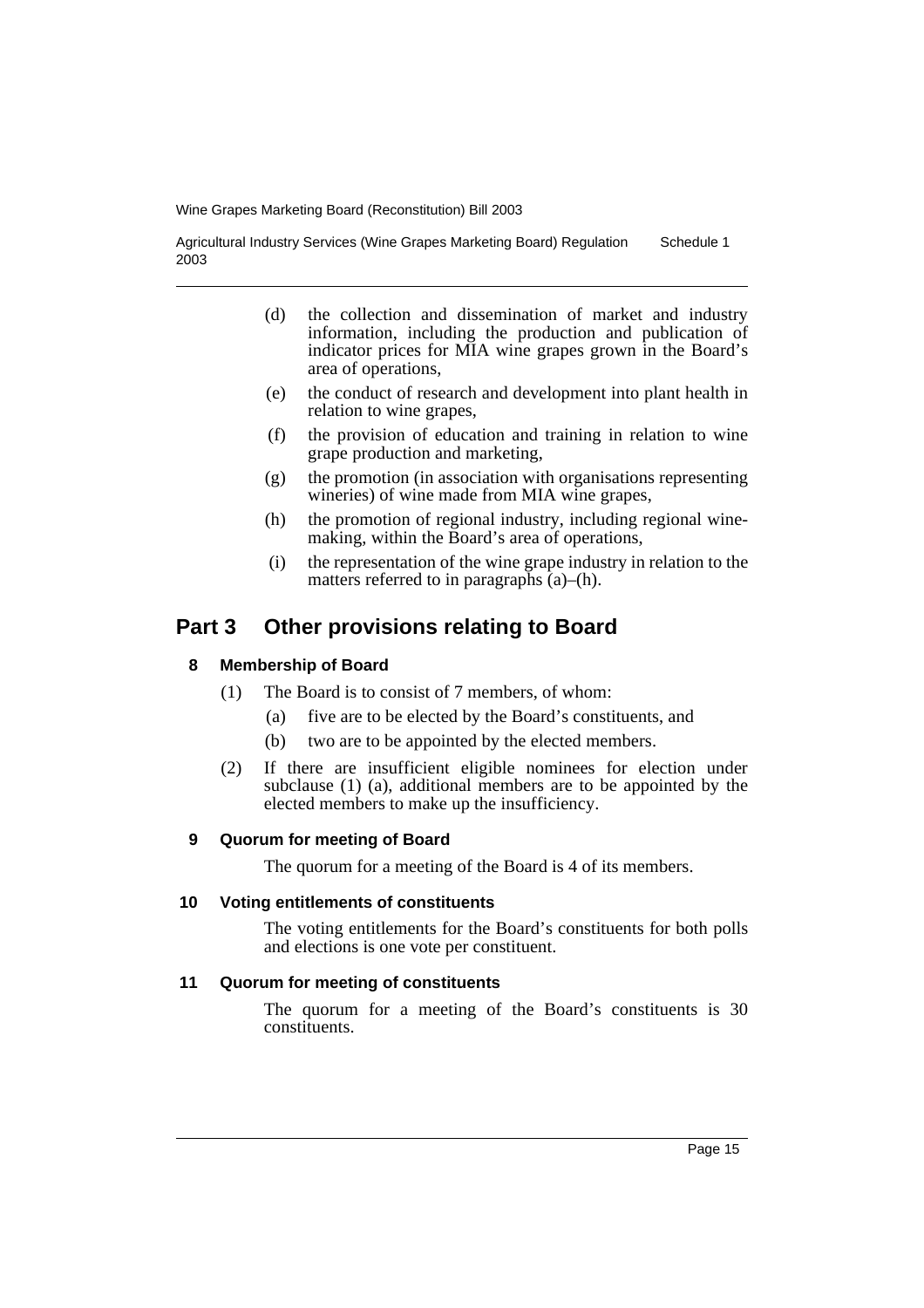(d) the collection and dissemination of market and industry information, including the production and publication of indicator prices for MIA wine grapes grown in the Board's area of operations,

(e) the conduct of research and development into plant health in relation to wine grapes,

(f) the provision of education and training in relation to wine grape production and marketing,

(g) the promotion (in association with organisations representing wineries) of wine made from MIA wine grapes,

(h) the promotion of regional industry, including regional wine-making, within the Board's area of operations,

(i) the representation of the wine grape industry in relation to the matters referred to in paragraphs (a)–(h).

## Part 3 Other provisions relating to Board

### 8 Membership of Board

(1) The Board is to consist of 7 members, of whom:

(a) five are to be elected by the Board's constituents, and

(b) two are to be appointed by the elected members.

(2) If there are insufficient eligible nominees for election under subclause (1) (a), additional members are to be appointed by the elected members to make up the insufficiency.

### 9 Quorum for meeting of Board

The quorum for a meeting of the Board is 4 of its members.

### 10 Voting entitlements of constituents

The voting entitlements for the Board's constituents for both polls and elections is one vote per constituent.

### 11 Quorum for meeting of constituents

The quorum for a meeting of the Board's constituents is 30 constituents.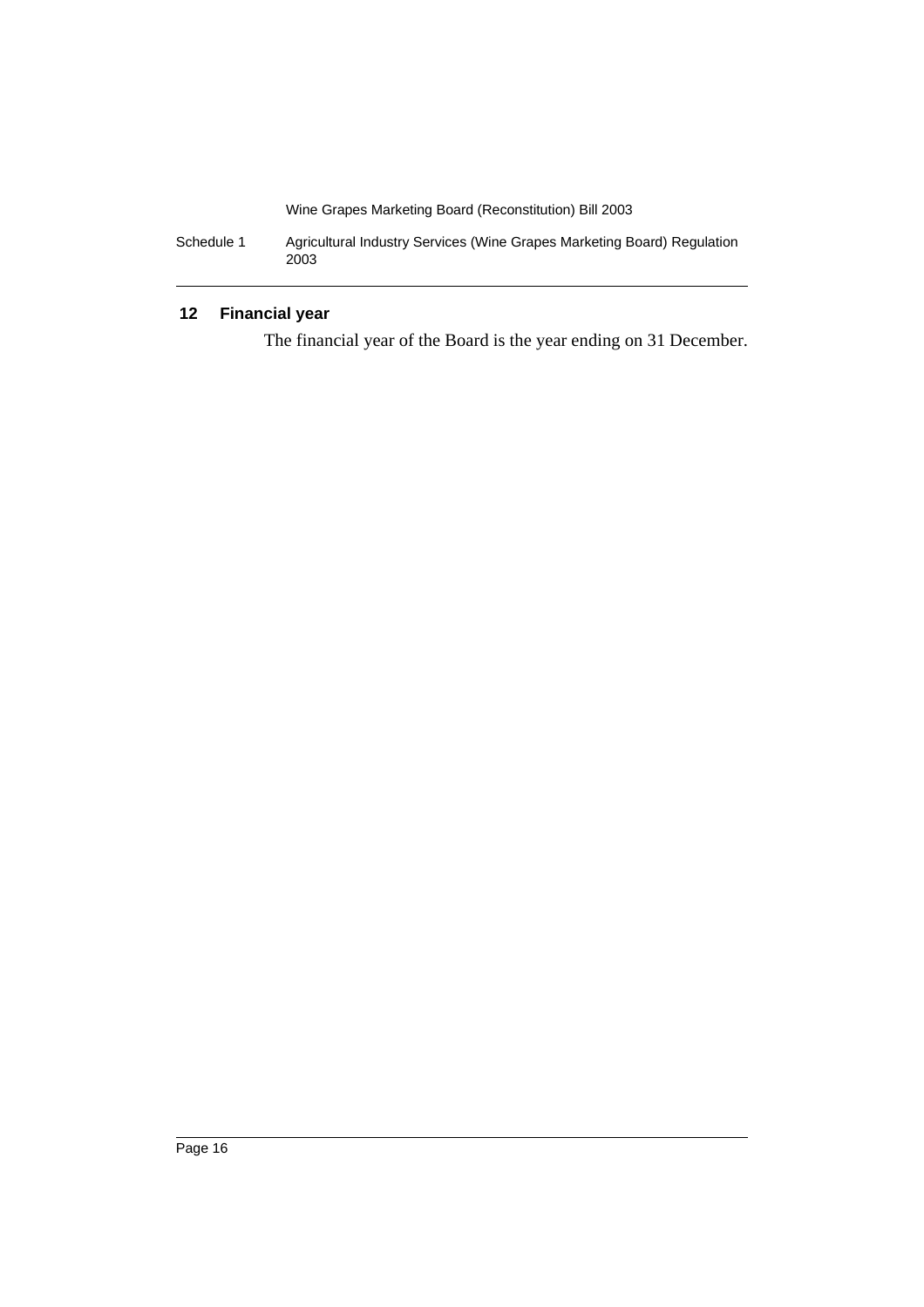## 12 Financial year

The financial year of the Board is the year ending on 31 December.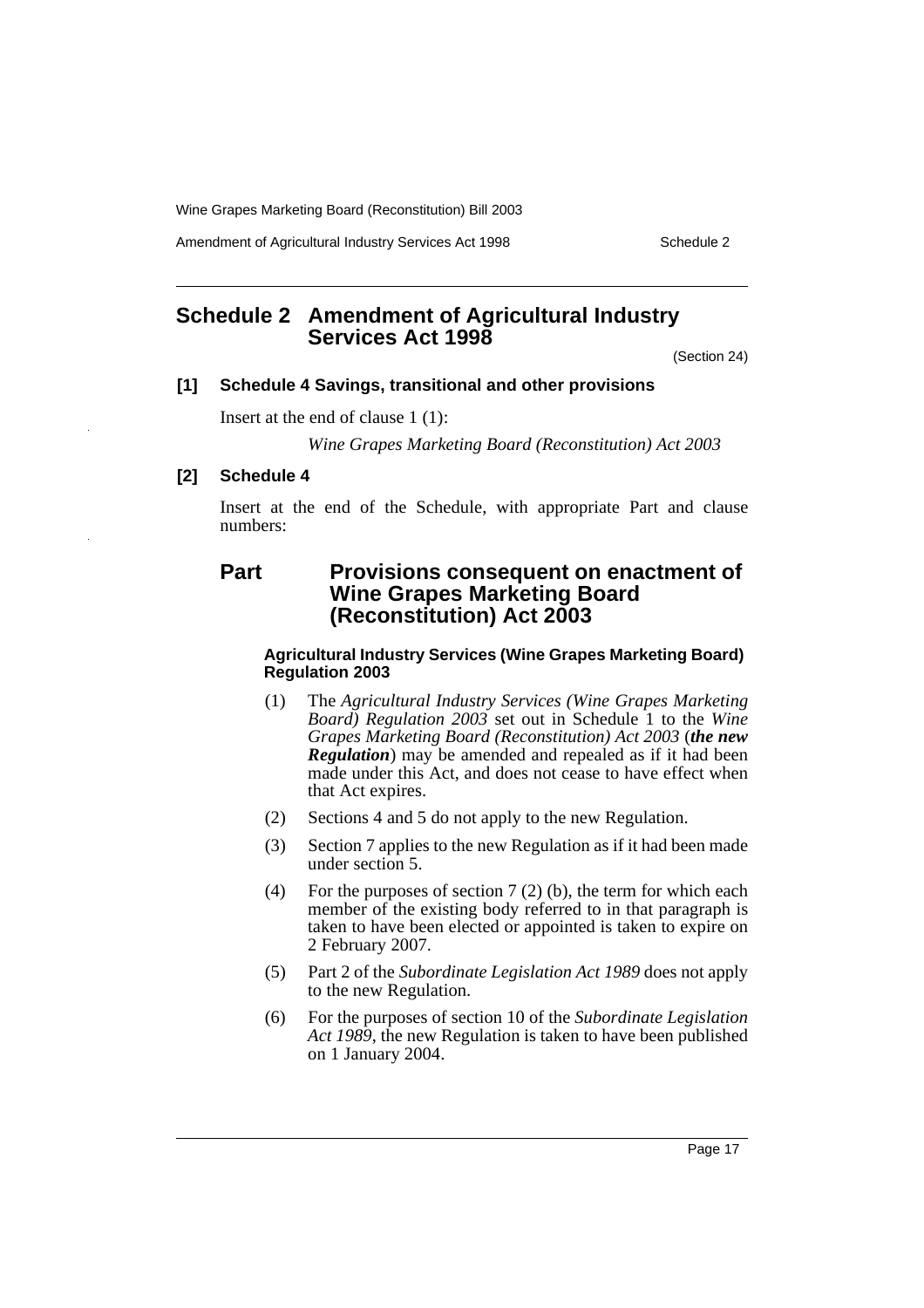## Schedule 2 Amendment of Agricultural Industry Services Act 1998

(Section 24)

### [1] Schedule 4 Savings, transitional and other provisions

Insert at the end of clause 1 (1):

*Wine Grapes Marketing Board (Reconstitution) Act 2003*

### [2] Schedule 4

Insert at the end of the Schedule, with appropriate Part and clause numbers:

## Part Provisions consequent on enactment of Wine Grapes Marketing Board (Reconstitution) Act 2003

#### Agricultural Industry Services (Wine Grapes Marketing Board) Regulation 2003

(1) The *Agricultural Industry Services (Wine Grapes Marketing Board) Regulation 2003* set out in Schedule 1 to the *Wine Grapes Marketing Board (Reconstitution) Act 2003* (***the new Regulation***) may be amended and repealed as if it had been made under this Act, and does not cease to have effect when that Act expires.

(2) Sections 4 and 5 do not apply to the new Regulation.

(3) Section 7 applies to the new Regulation as if it had been made under section 5.

(4) For the purposes of section 7 (2) (b), the term for which each member of the existing body referred to in that paragraph is taken to have been elected or appointed is taken to expire on 2 February 2007.

(5) Part 2 of the *Subordinate Legislation Act 1989* does not apply to the new Regulation.

(6) For the purposes of section 10 of the *Subordinate Legislation Act 1989*, the new Regulation is taken to have been published on 1 January 2004.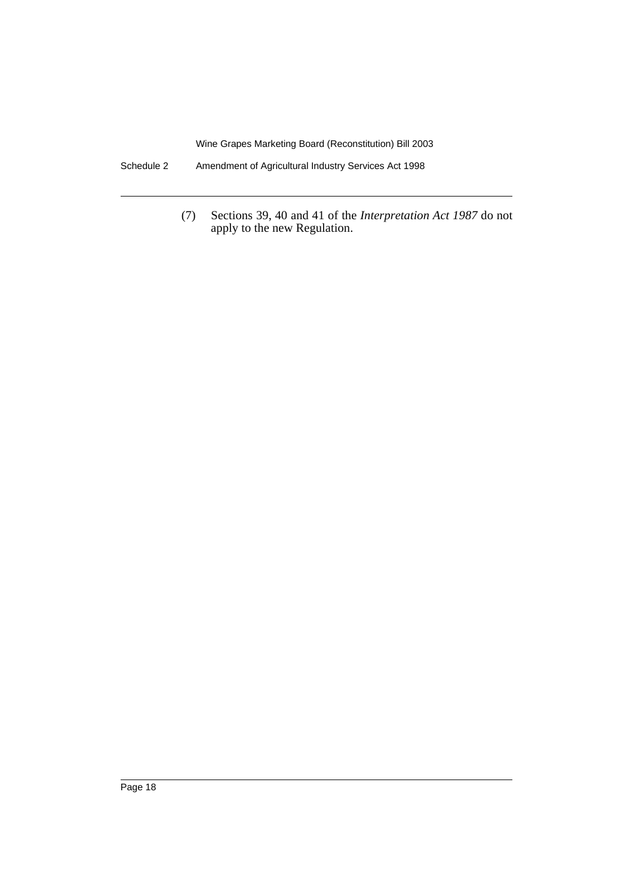(7) Sections 39, 40 and 41 of the *Interpretation Act 1987* do not apply to the new Regulation.